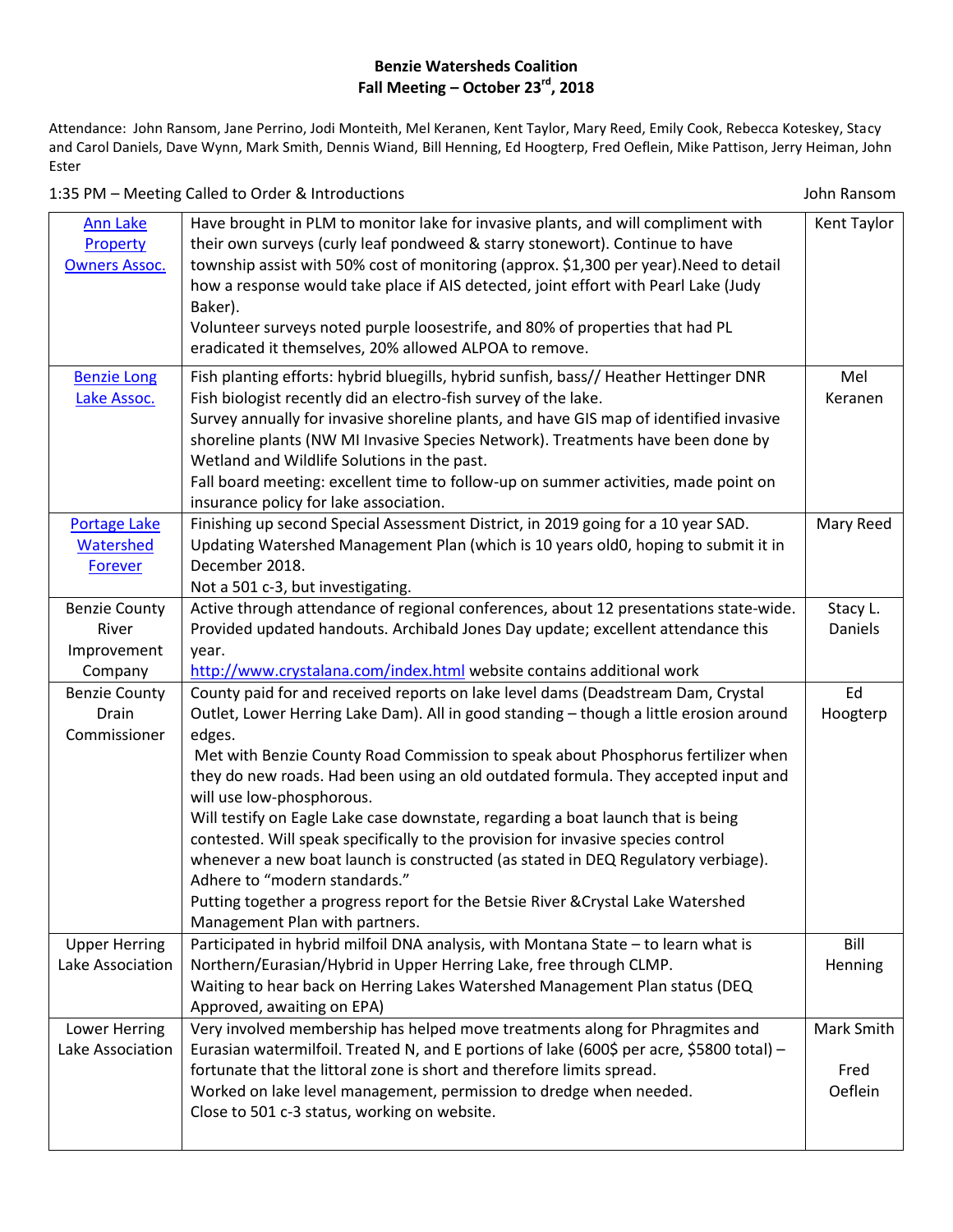# Benzie Watersheds Coalition
## Fall Meeting – October 23rd, 2018

Attendance: John Ransom, Jane Perrino, Jodi Monteith, Mel Keranen, Kent Taylor, Mary Reed, Emily Cook, Rebecca Koteskey, Stacy and Carol Daniels, Dave Wynn, Mark Smith, Dennis Wiand, Bill Henning, Ed Hoogterp, Fred Oeflein, Mike Pattison, Jerry Heiman, John Ester

1:35 PM – Meeting Called to Order & Introductions — John Ransom

| | | |
|---|---|---|
| Ann Lake Property Owners Assoc. | Have brought in PLM to monitor lake for invasive plants, and will compliment with their own surveys (curly leaf pondweed & starry stonewort). Continue to have township assist with 50% cost of monitoring (approx. $1,300 per year).Need to detail how a response would take place if AIS detected, joint effort with Pearl Lake (Judy Baker).<br>Volunteer surveys noted purple loosestrife, and 80% of properties that had PL eradicated it themselves, 20% allowed ALPOA to remove. | Kent Taylor |
| Benzie Long Lake Assoc. | Fish planting efforts: hybrid bluegills, hybrid sunfish, bass// Heather Hettinger DNR Fish biologist recently did an electro-fish survey of the lake.<br>Survey annually for invasive shoreline plants, and have GIS map of identified invasive shoreline plants (NW MI Invasive Species Network). Treatments have been done by Wetland and Wildlife Solutions in the past.<br>Fall board meeting: excellent time to follow-up on summer activities, made point on insurance policy for lake association. | Mel Keranen |
| Portage Lake Watershed Forever | Finishing up second Special Assessment District, in 2019 going for a 10 year SAD.<br>Updating Watershed Management Plan (which is 10 years old0, hoping to submit it in December 2018.<br>Not a 501 c-3, but investigating. | Mary Reed |
| Benzie County River Improvement Company | Active through attendance of regional conferences, about 12 presentations state-wide. Provided updated handouts. Archibald Jones Day update; excellent attendance this year.<br>http://www.crystalana.com/index.html website contains additional work | Stacy L. Daniels |
| Benzie County Drain Commissioner | County paid for and received reports on lake level dams (Deadstream Dam, Crystal Outlet, Lower Herring Lake Dam). All in good standing – though a little erosion around edges.<br>Met with Benzie County Road Commission to speak about Phosphorus fertilizer when they do new roads. Had been using an old outdated formula. They accepted input and will use low-phosphorous.<br>Will testify on Eagle Lake case downstate, regarding a boat launch that is being contested. Will speak specifically to the provision for invasive species control whenever a new boat launch is constructed (as stated in DEQ Regulatory verbiage). Adhere to "modern standards."<br>Putting together a progress report for the Betsie River &Crystal Lake Watershed Management Plan with partners. | Ed Hoogterp |
| Upper Herring Lake Association | Participated in hybrid milfoil DNA analysis, with Montana State – to learn what is Northern/Eurasian/Hybrid in Upper Herring Lake, free through CLMP.<br>Waiting to hear back on Herring Lakes Watershed Management Plan status (DEQ Approved, awaiting on EPA) | Bill Henning |
| Lower Herring Lake Association | Very involved membership has helped move treatments along for Phragmites and Eurasian watermilfoil. Treated N, and E portions of lake (600$ per acre, $5800 total) – fortunate that the littoral zone is short and therefore limits spread.<br>Worked on lake level management, permission to dredge when needed.<br>Close to 501 c-3 status, working on website. | Mark Smith<br><br>Fred Oeflein |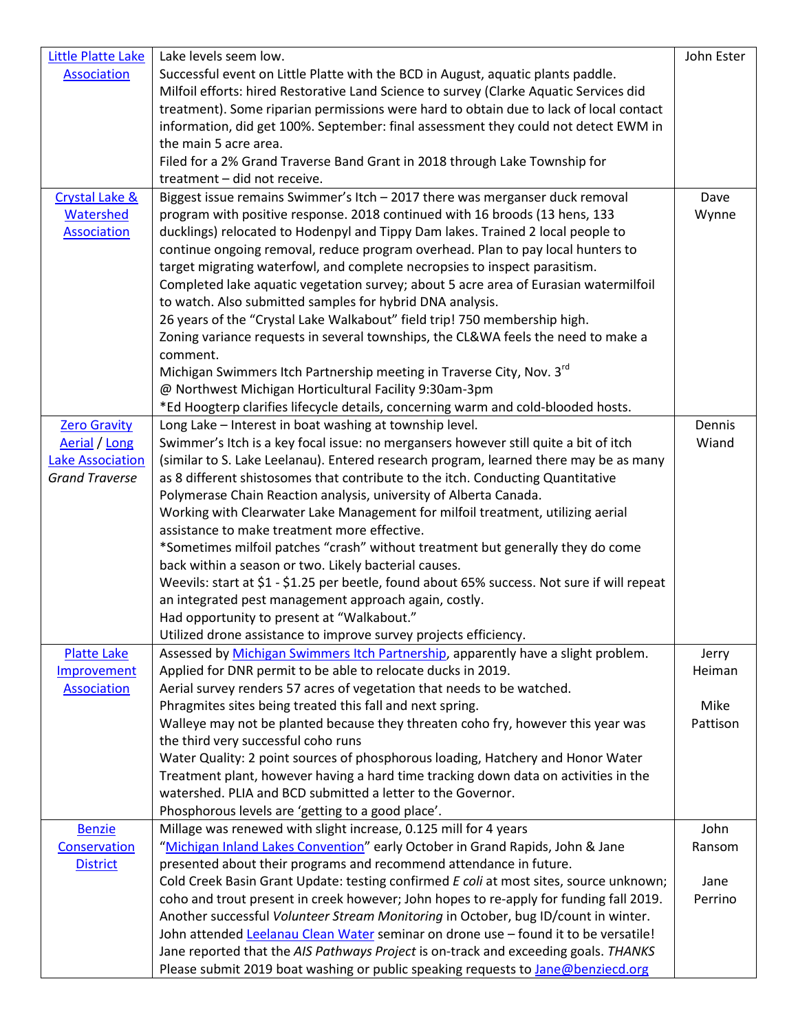| | | |
|---|---|---|
| Little Platte Lake Association | Lake levels seem low.<br>Successful event on Little Platte with the BCD in August, aquatic plants paddle.<br>Milfoil efforts: hired Restorative Land Science to survey (Clarke Aquatic Services did treatment). Some riparian permissions were hard to obtain due to lack of local contact information, did get 100%. September: final assessment they could not detect EWM in the main 5 acre area.<br>Filed for a 2% Grand Traverse Band Grant in 2018 through Lake Township for treatment – did not receive. | John Ester |
| Crystal Lake & Watershed Association | Biggest issue remains Swimmer's Itch – 2017 there was merganser duck removal program with positive response. 2018 continued with 16 broods (13 hens, 133 ducklings) relocated to Hodenpyl and Tippy Dam lakes. Trained 2 local people to continue ongoing removal, reduce program overhead. Plan to pay local hunters to target migrating waterfowl, and complete necropsies to inspect parasitism.<br>Completed lake aquatic vegetation survey; about 5 acre area of Eurasian watermilfoil to watch. Also submitted samples for hybrid DNA analysis.<br>26 years of the "Crystal Lake Walkabout" field trip! 750 membership high.<br>Zoning variance requests in several townships, the CL&WA feels the need to make a comment.<br>Michigan Swimmers Itch Partnership meeting in Traverse City, Nov. 3rd<br>@ Northwest Michigan Horticultural Facility 9:30am-3pm<br>*Ed Hoogterp clarifies lifecycle details, concerning warm and cold-blooded hosts. | Dave Wynne |
| Zero Gravity Aerial / Long Lake Association *Grand Traverse* | Long Lake – Interest in boat washing at township level.<br>Swimmer's Itch is a key focal issue: no mergansers however still quite a bit of itch (similar to S. Lake Leelanau). Entered research program, learned there may be as many as 8 different shistosomes that contribute to the itch. Conducting Quantitative Polymerase Chain Reaction analysis, university of Alberta Canada.<br>Working with Clearwater Lake Management for milfoil treatment, utilizing aerial assistance to make treatment more effective.<br>*Sometimes milfoil patches "crash" without treatment but generally they do come back within a season or two. Likely bacterial causes.<br>Weevils: start at $1 - $1.25 per beetle, found about 65% success. Not sure if will repeat an integrated pest management approach again, costly.<br>Had opportunity to present at "Walkabout."<br>Utilized drone assistance to improve survey projects efficiency. | Dennis Wiand |
| Platte Lake Improvement Association | Assessed by Michigan Swimmers Itch Partnership, apparently have a slight problem.<br>Applied for DNR permit to be able to relocate ducks in 2019.<br>Aerial survey renders 57 acres of vegetation that needs to be watched.<br>Phragmites sites being treated this fall and next spring.<br>Walleye may not be planted because they threaten coho fry, however this year was the third very successful coho runs<br>Water Quality: 2 point sources of phosphorous loading, Hatchery and Honor Water Treatment plant, however having a hard time tracking down data on activities in the watershed. PLIA and BCD submitted a letter to the Governor.<br>Phosphorous levels are 'getting to a good place'. | Jerry Heiman<br><br>Mike Pattison |
| Benzie Conservation District | Millage was renewed with slight increase, 0.125 mill for 4 years<br>"Michigan Inland Lakes Convention" early October in Grand Rapids, John & Jane presented about their programs and recommend attendance in future.<br>Cold Creek Basin Grant Update: testing confirmed *E coli* at most sites, source unknown; coho and trout present in creek however; John hopes to re-apply for funding fall 2019.<br>Another successful *Volunteer Stream Monitoring* in October, bug ID/count in winter.<br>John attended Leelanau Clean Water seminar on drone use – found it to be versatile!<br>Jane reported that the *AIS Pathways Project* is on-track and exceeding goals. *THANKS*<br>Please submit 2019 boat washing or public speaking requests to Jane@benziecd.org | John Ransom<br><br>Jane Perrino |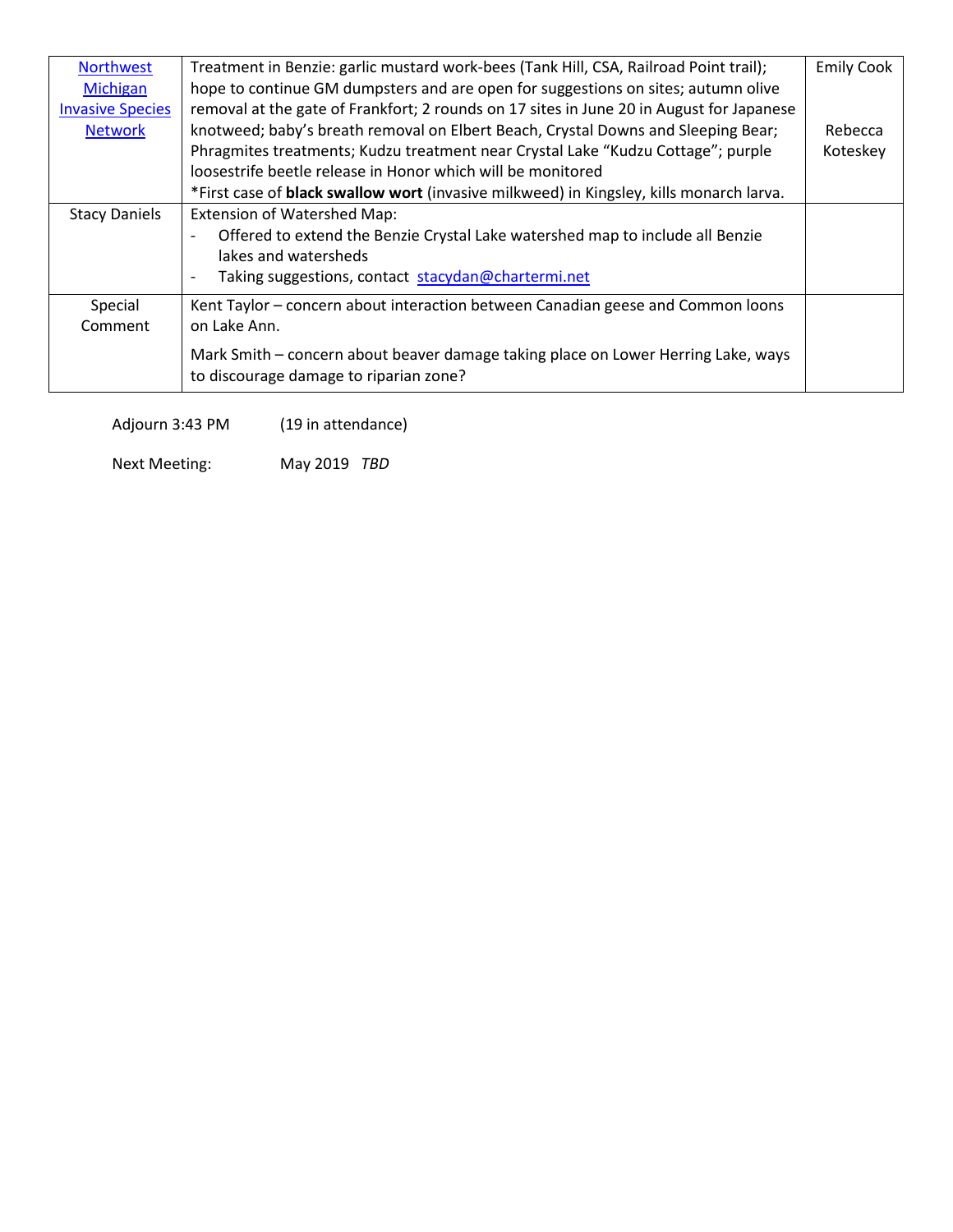| | | |
|---|---|---|
| Northwest Michigan Invasive Species Network | Treatment in Benzie: garlic mustard work-bees (Tank Hill, CSA, Railroad Point trail); hope to continue GM dumpsters and are open for suggestions on sites; autumn olive removal at the gate of Frankfort; 2 rounds on 17 sites in June 20 in August for Japanese knotweed; baby's breath removal on Elbert Beach, Crystal Downs and Sleeping Bear; Phragmites treatments; Kudzu treatment near Crystal Lake "Kudzu Cottage"; purple loosestrife beetle release in Honor which will be monitored<br>*First case of **black swallow wort** (invasive milkweed) in Kingsley, kills monarch larva. | Emily Cook<br><br>Rebecca Koteskey |
| Stacy Daniels | Extension of Watershed Map:<br>- Offered to extend the Benzie Crystal Lake watershed map to include all Benzie lakes and watersheds<br>- Taking suggestions, contact stacydan@chartermi.net | |
| Special Comment | Kent Taylor – concern about interaction between Canadian geese and Common loons on Lake Ann.<br><br>Mark Smith – concern about beaver damage taking place on Lower Herring Lake, ways to discourage damage to riparian zone? | |

Adjourn 3:43 PM (19 in attendance)

Next Meeting: May 2019 *TBD*